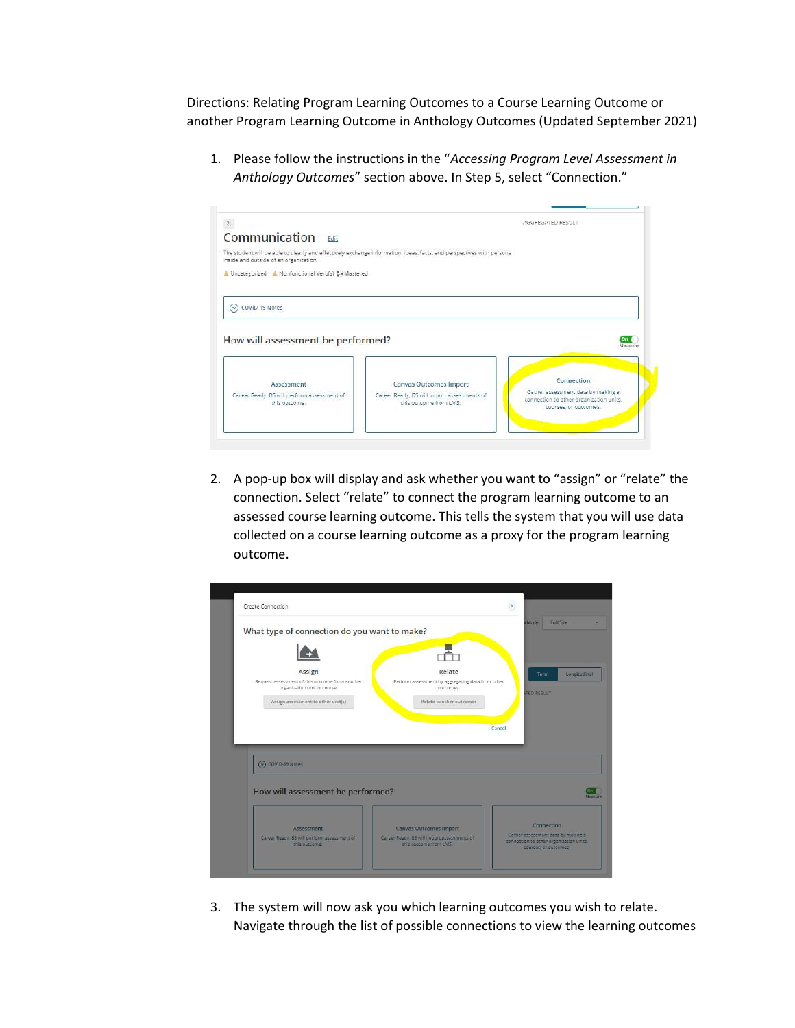Directions: Relating Program Learning Outcomes to a Course Learning Outcome or another Program Learning Outcome in Anthology Outcomes (Updated September 2021)

1. Please follow the instructions in the "*Accessing Program Level Assessment in Anthology Outcomes*" section above. In Step 5, select "Connection."

2. A pop-up box will display and ask whether you want to "assign" or "relate" the connection. Select "relate" to connect the program learning outcome to an assessed course learning outcome. This tells the system that you will use data collected on a course learning outcome as a proxy for the program learning outcome.

3. The system will now ask you which learning outcomes you wish to relate. Navigate through the list of possible connections to view the learning outcomes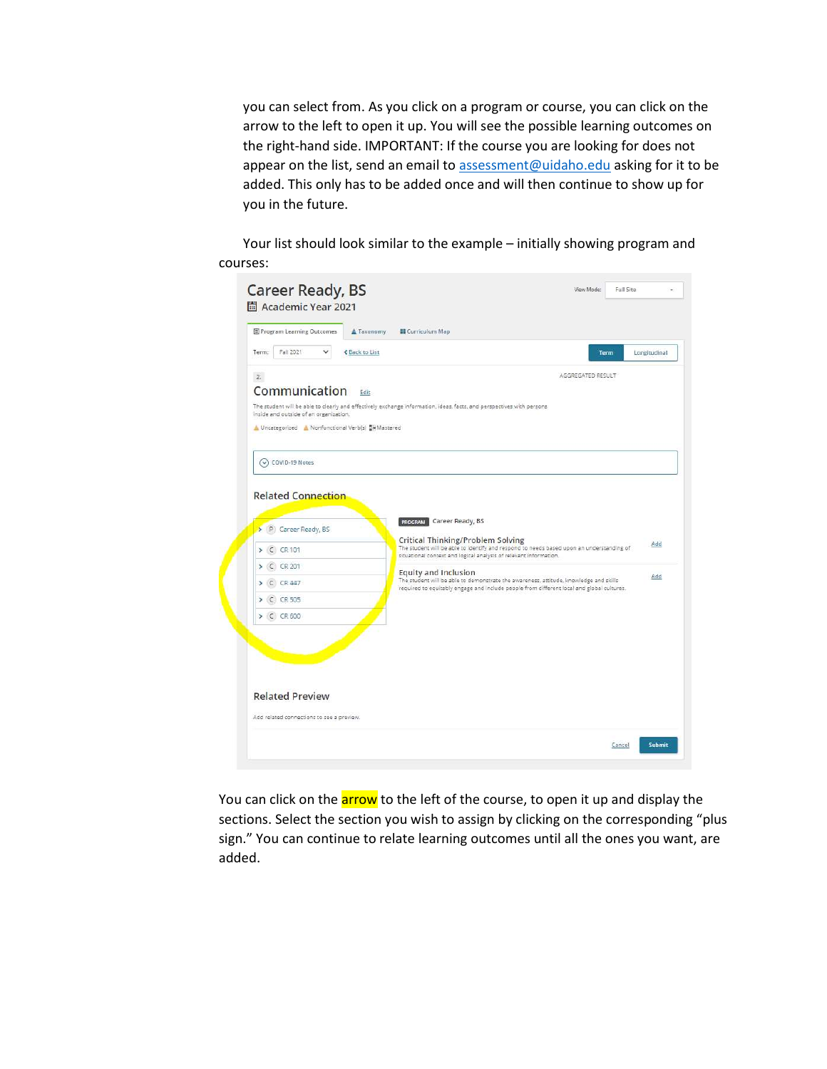you can select from. As you click on a program or course, you can click on the arrow to the left to open it up. You will see the possible learning outcomes on the right-hand side. IMPORTANT: If the course you are looking for does not appear on the list, send an email to [assessment@uidaho.edu](mailto:assessment@uidaho.edu) asking for it to be added. This only has to be added once and will then continue to show up for you in the future.

Your list should look similar to the example – initially showing program and courses:

You can click on the arrow to the left of the course, to open it up and display the sections. Select the section you wish to assign by clicking on the corresponding "plus sign." You can continue to relate learning outcomes until all the ones you want, are added.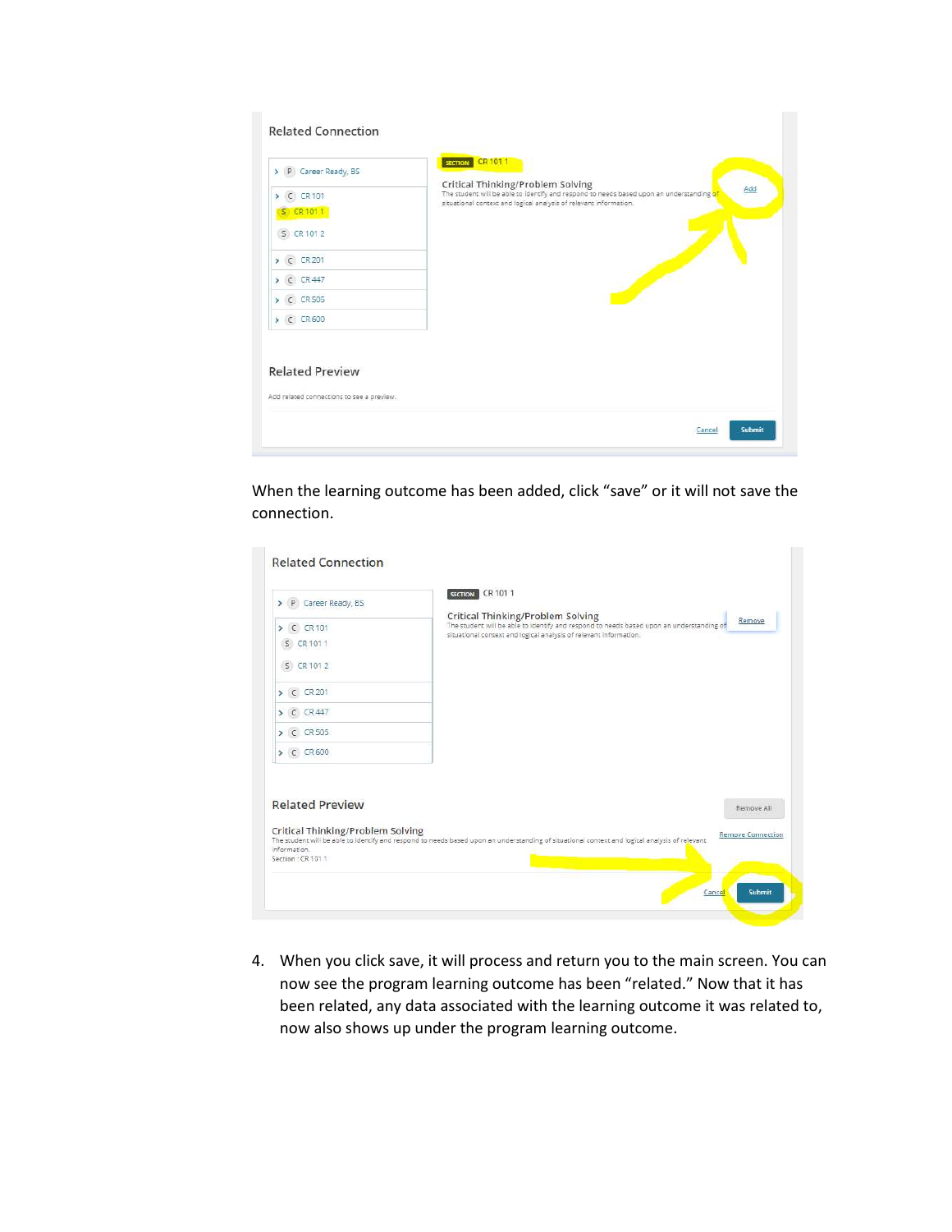When the learning outcome has been added, click “save” or it will not save the connection.

4. When you click save, it will process and return you to the main screen. You can now see the program learning outcome has been “related.” Now that it has been related, any data associated with the learning outcome it was related to, now also shows up under the program learning outcome.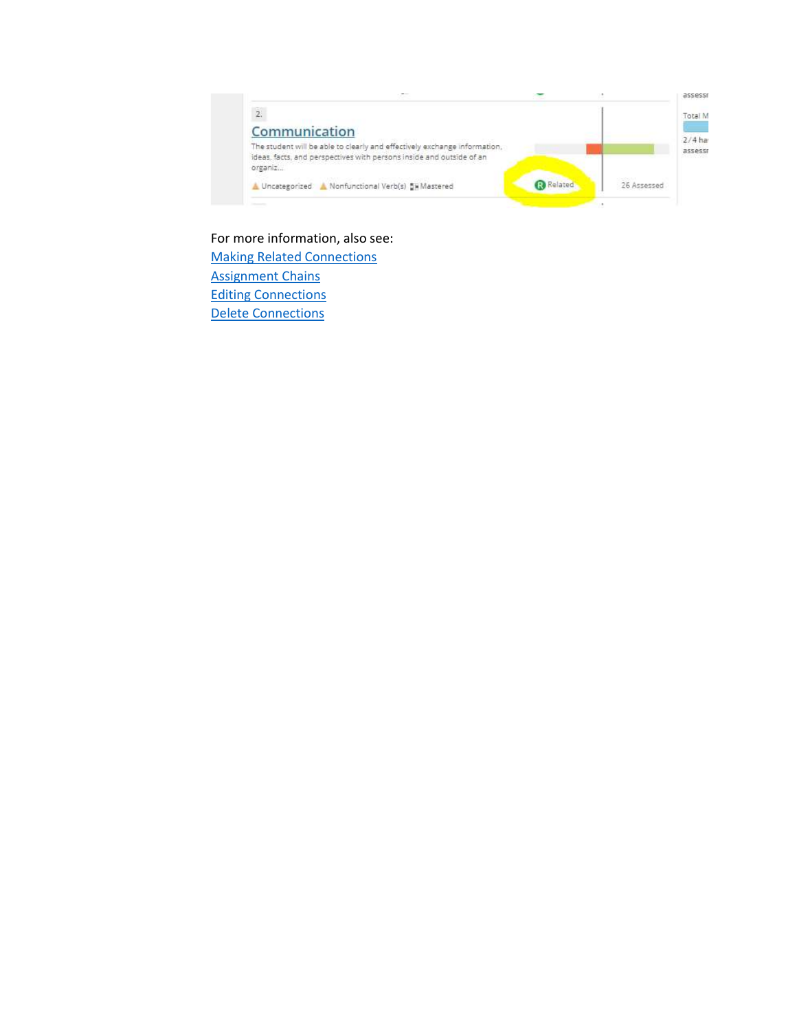For more information, also see:

Making Related Connections

Assignment Chains

Editing Connections

Delete Connections